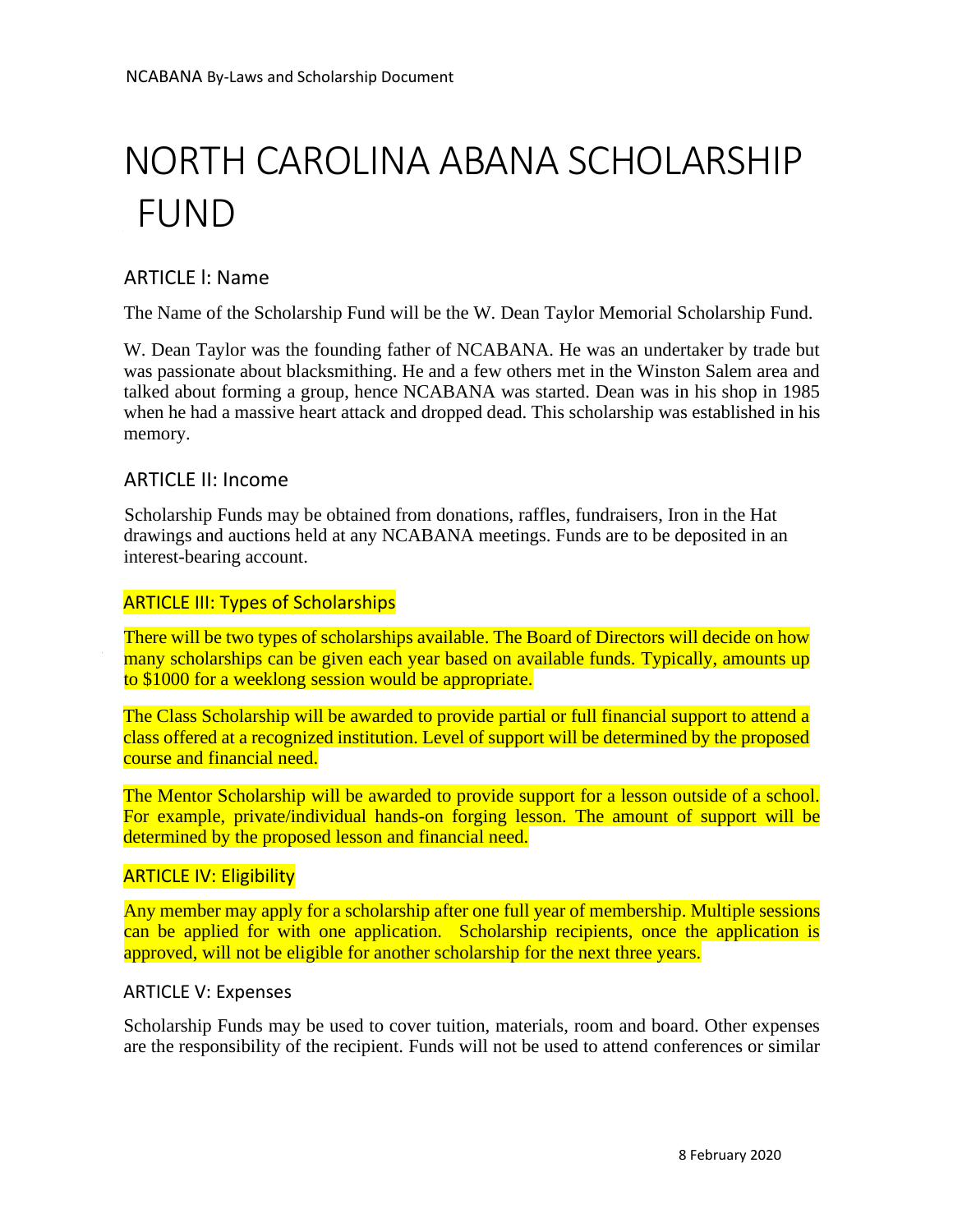# NORTH CAROLINA ABANA SCHOLARSHIP FUND

## ARTICLE I: Name

The Name of the Scholarship Fund will be the W. Dean Taylor Memorial Scholarship Fund.

W. Dean Taylor was the founding father of NCABANA. He was an undertaker by trade but was passionate about blacksmithing. He and a few others met in the Winston Salem area and talked about forming a group, hence NCABANA was started. Dean was in his shop in 1985 when he had a massive heart attack and dropped dead. This scholarship was established in his memory.

## ARTICLE II: Income

Scholarship Funds may be obtained from donations, raffles, fundraisers, Iron in the Hat drawings and auctions held at any NCABANA meetings. Funds are to be deposited in an interest-bearing account.

## ARTICLE III: Types of Scholarships

There will be two types of scholarships available. The Board of Directors will decide on how many scholarships can be given each year based on available funds. Typically, amounts up to $1000 for a weeklong session would be appropriate.

The Class Scholarship will be awarded to provide partial or full financial support to attend a class offered at a recognized institution. Level of support will be determined by the proposed course and financial need.

The Mentor Scholarship will be awarded to provide support for a lesson outside of a school. For example, private/individual hands-on forging lesson. The amount of support will be determined by the proposed lesson and financial need.

## ARTICLE IV: Eligibility

Any member may apply for a scholarship after one full year of membership. Multiple sessions can be applied for with one application. Scholarship recipients, once the application is approved, will not be eligible for another scholarship for the next three years.

## ARTICLE V: Expenses

Scholarship Funds may be used to cover tuition, materials, room and board. Other expenses are the responsibility of the recipient. Funds will not be used to attend conferences or similar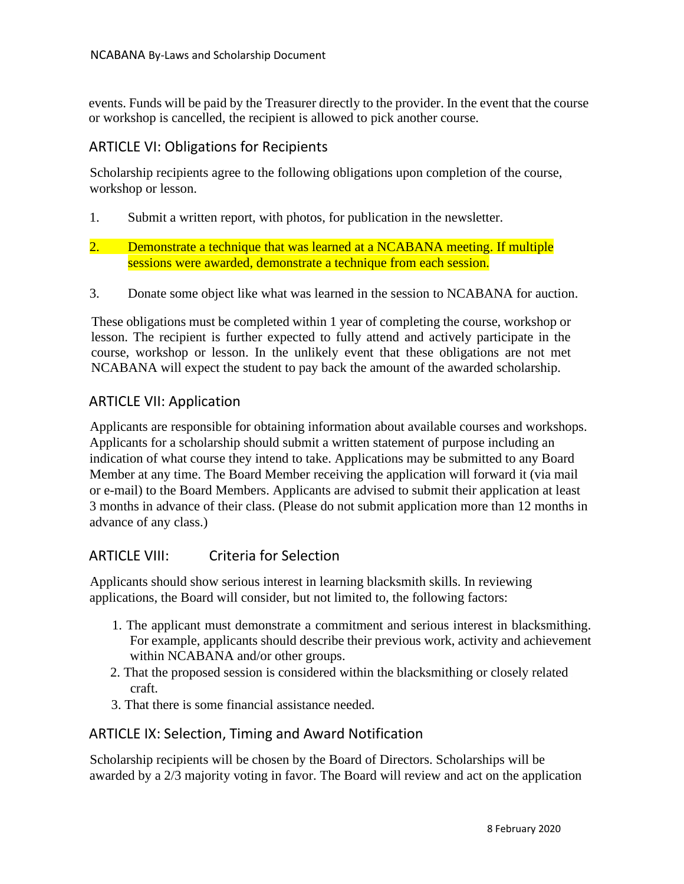events. Funds will be paid by the Treasurer directly to the provider. In the event that the course or workshop is cancelled, the recipient is allowed to pick another course.

## ARTICLE VI: Obligations for Recipients

Scholarship recipients agree to the following obligations upon completion of the course, workshop or lesson.

1. Submit a written report, with photos, for publication in the newsletter.
2. Demonstrate a technique that was learned at a NCABANA meeting. If multiple sessions were awarded, demonstrate a technique from each session.
3. Donate some object like what was learned in the session to NCABANA for auction.

These obligations must be completed within 1 year of completing the course, workshop or lesson. The recipient is further expected to fully attend and actively participate in the course, workshop or lesson. In the unlikely event that these obligations are not met NCABANA will expect the student to pay back the amount of the awarded scholarship.

## ARTICLE VII: Application

Applicants are responsible for obtaining information about available courses and workshops. Applicants for a scholarship should submit a written statement of purpose including an indication of what course they intend to take. Applications may be submitted to any Board Member at any time. The Board Member receiving the application will forward it (via mail or e-mail) to the Board Members. Applicants are advised to submit their application at least 3 months in advance of their class. (Please do not submit application more than 12 months in advance of any class.)

## ARTICLE VIII: Criteria for Selection

Applicants should show serious interest in learning blacksmith skills. In reviewing applications, the Board will consider, but not limited to, the following factors:

1. The applicant must demonstrate a commitment and serious interest in blacksmithing. For example, applicants should describe their previous work, activity and achievement within NCABANA and/or other groups.
2. That the proposed session is considered within the blacksmithing or closely related craft.
3. That there is some financial assistance needed.

## ARTICLE IX: Selection, Timing and Award Notification

Scholarship recipients will be chosen by the Board of Directors. Scholarships will be awarded by a 2/3 majority voting in favor. The Board will review and act on the application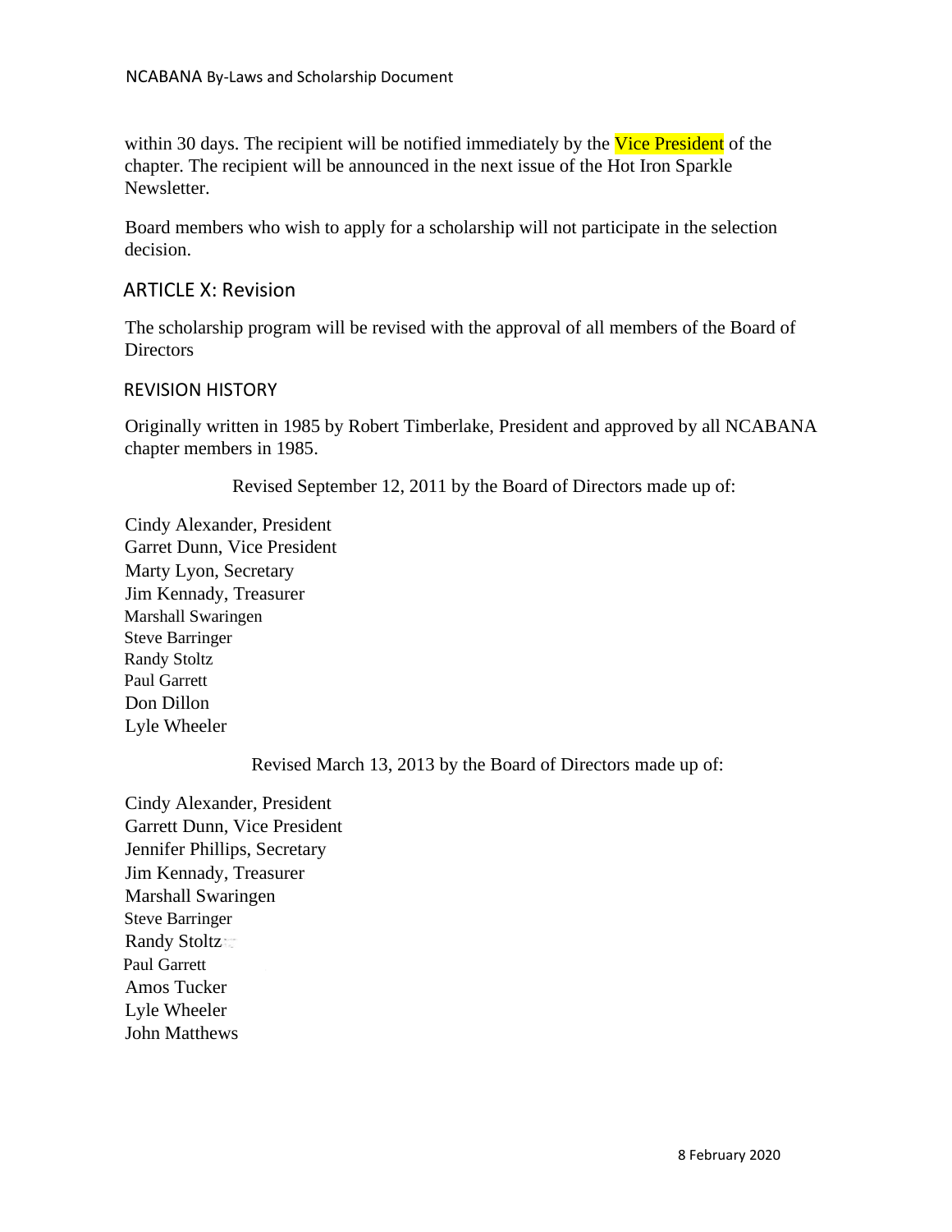within 30 days. The recipient will be notified immediately by the Vice President of the chapter. The recipient will be announced in the next issue of the Hot Iron Sparkle Newsletter.

Board members who wish to apply for a scholarship will not participate in the selection decision.

## ARTICLE X: Revision

The scholarship program will be revised with the approval of all members of the Board of Directors

### REVISION HISTORY

Originally written in 1985 by Robert Timberlake, President and approved by all NCABANA chapter members in 1985.

Revised September 12, 2011 by the Board of Directors made up of:

Cindy Alexander, President
Garret Dunn, Vice President
Marty Lyon, Secretary
Jim Kennady, Treasurer
Marshall Swaringen
Steve Barringer
Randy Stoltz
Paul Garrett
Don Dillon
Lyle Wheeler

Revised March 13, 2013 by the Board of Directors made up of:

Cindy Alexander, President
Garrett Dunn, Vice President
Jennifer Phillips, Secretary
Jim Kennady, Treasurer
Marshall Swaringen
Steve Barringer
Randy Stoltz
Paul Garrett
Amos Tucker
Lyle Wheeler
John Matthews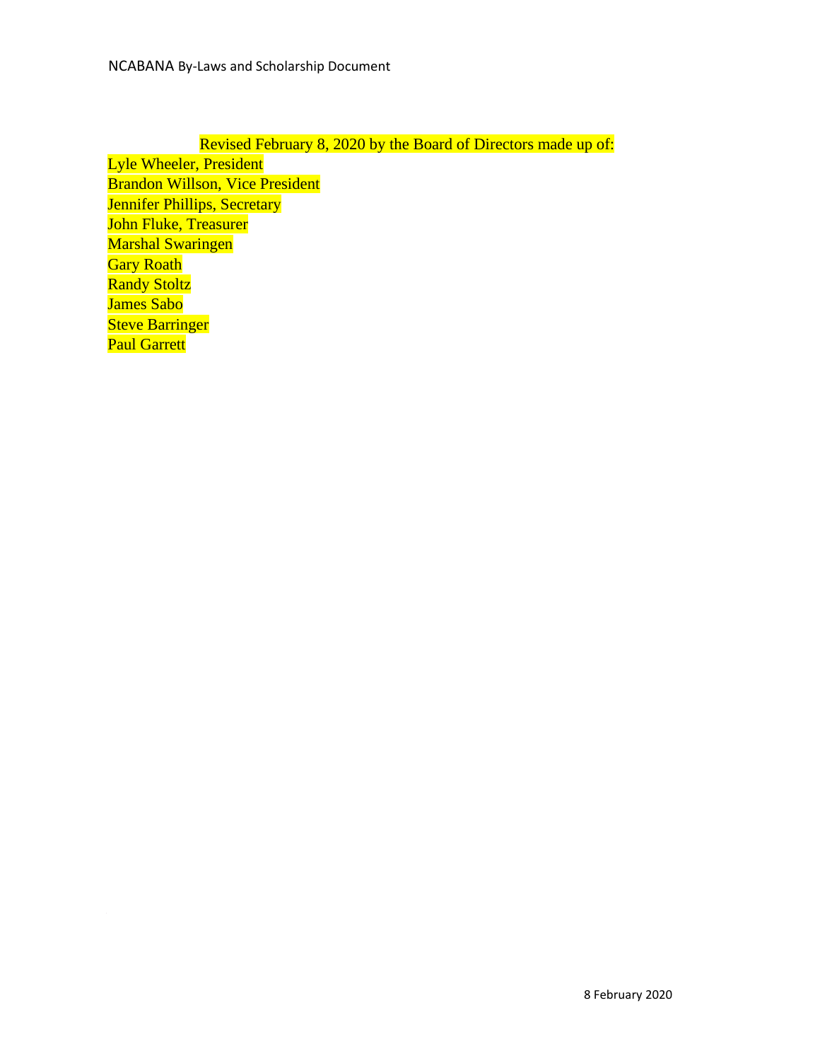Revised February 8, 2020 by the Board of Directors made up of:

Lyle Wheeler, President
Brandon Willson, Vice President
Jennifer Phillips, Secretary
John Fluke, Treasurer
Marshal Swaringen
Gary Roath
Randy Stoltz
James Sabo
Steve Barringer
Paul Garrett